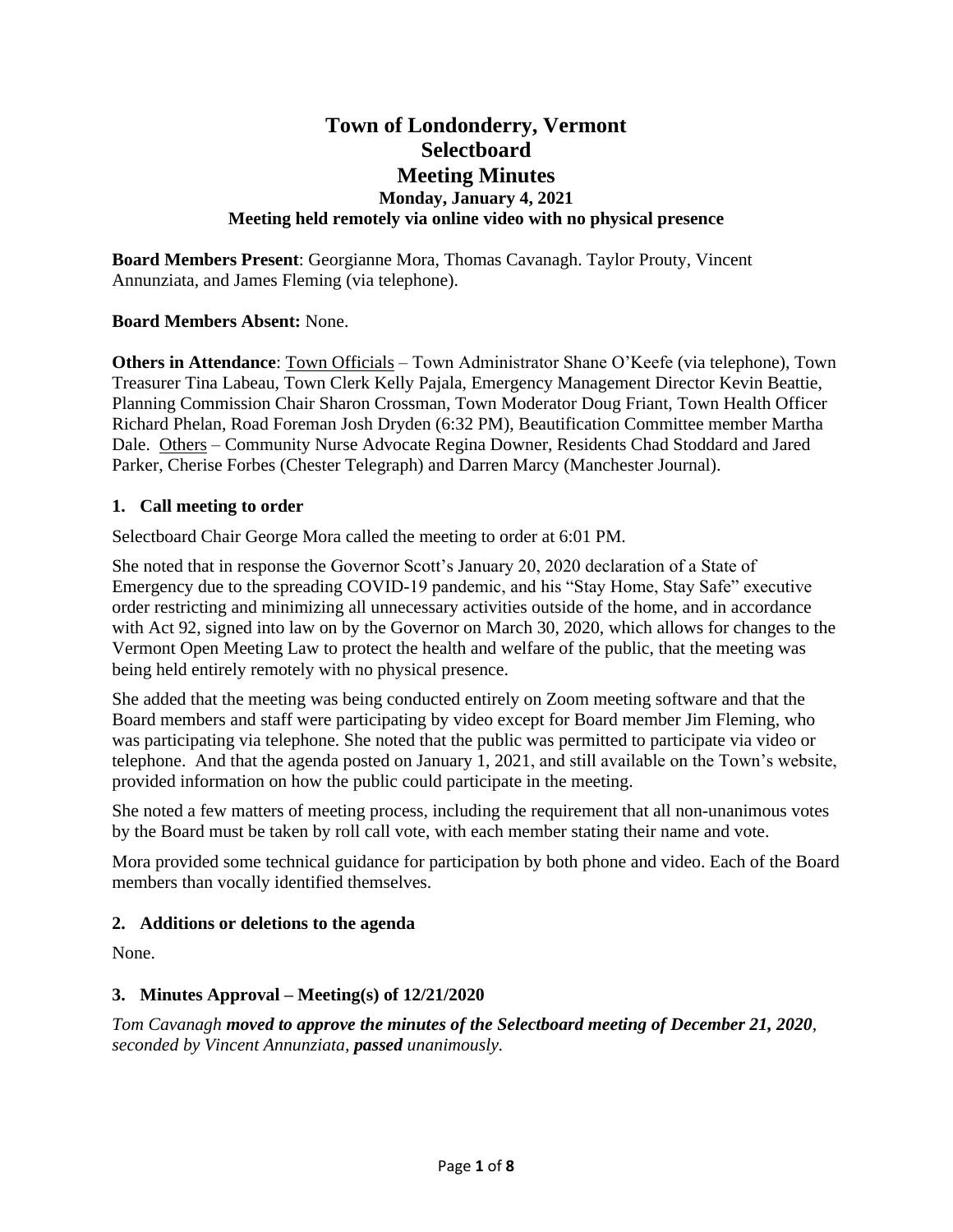# Town of Londonderry, Vermont
# Selectboard
# Meeting Minutes

### Monday, January 4, 2021
### Meeting held remotely via online video with no physical presence

**Board Members Present**: Georgianne Mora, Thomas Cavanagh. Taylor Prouty, Vincent Annunziata, and James Fleming (via telephone).

**Board Members Absent:** None.

**Others in Attendance**: Town Officials – Town Administrator Shane O'Keefe (via telephone), Town Treasurer Tina Labeau, Town Clerk Kelly Pajala, Emergency Management Director Kevin Beattie, Planning Commission Chair Sharon Crossman, Town Moderator Doug Friant, Town Health Officer Richard Phelan, Road Foreman Josh Dryden (6:32 PM), Beautification Committee member Martha Dale. Others – Community Nurse Advocate Regina Downer, Residents Chad Stoddard and Jared Parker, Cherise Forbes (Chester Telegraph) and Darren Marcy (Manchester Journal).

## 1. Call meeting to order

Selectboard Chair George Mora called the meeting to order at 6:01 PM.

She noted that in response the Governor Scott's January 20, 2020 declaration of a State of Emergency due to the spreading COVID-19 pandemic, and his "Stay Home, Stay Safe" executive order restricting and minimizing all unnecessary activities outside of the home, and in accordance with Act 92, signed into law on by the Governor on March 30, 2020, which allows for changes to the Vermont Open Meeting Law to protect the health and welfare of the public, that the meeting was being held entirely remotely with no physical presence.

She added that the meeting was being conducted entirely on Zoom meeting software and that the Board members and staff were participating by video except for Board member Jim Fleming, who was participating via telephone. She noted that the public was permitted to participate via video or telephone. And that the agenda posted on January 1, 2021, and still available on the Town's website, provided information on how the public could participate in the meeting.

She noted a few matters of meeting process, including the requirement that all non-unanimous votes by the Board must be taken by roll call vote, with each member stating their name and vote.

Mora provided some technical guidance for participation by both phone and video. Each of the Board members than vocally identified themselves.

## 2. Additions or deletions to the agenda

None.

## 3. Minutes Approval – Meeting(s) of 12/21/2020

*Tom Cavanagh **moved to approve the minutes of the Selectboard meeting of December 21, 2020**, seconded by Vincent Annunziata, **passed** unanimously.*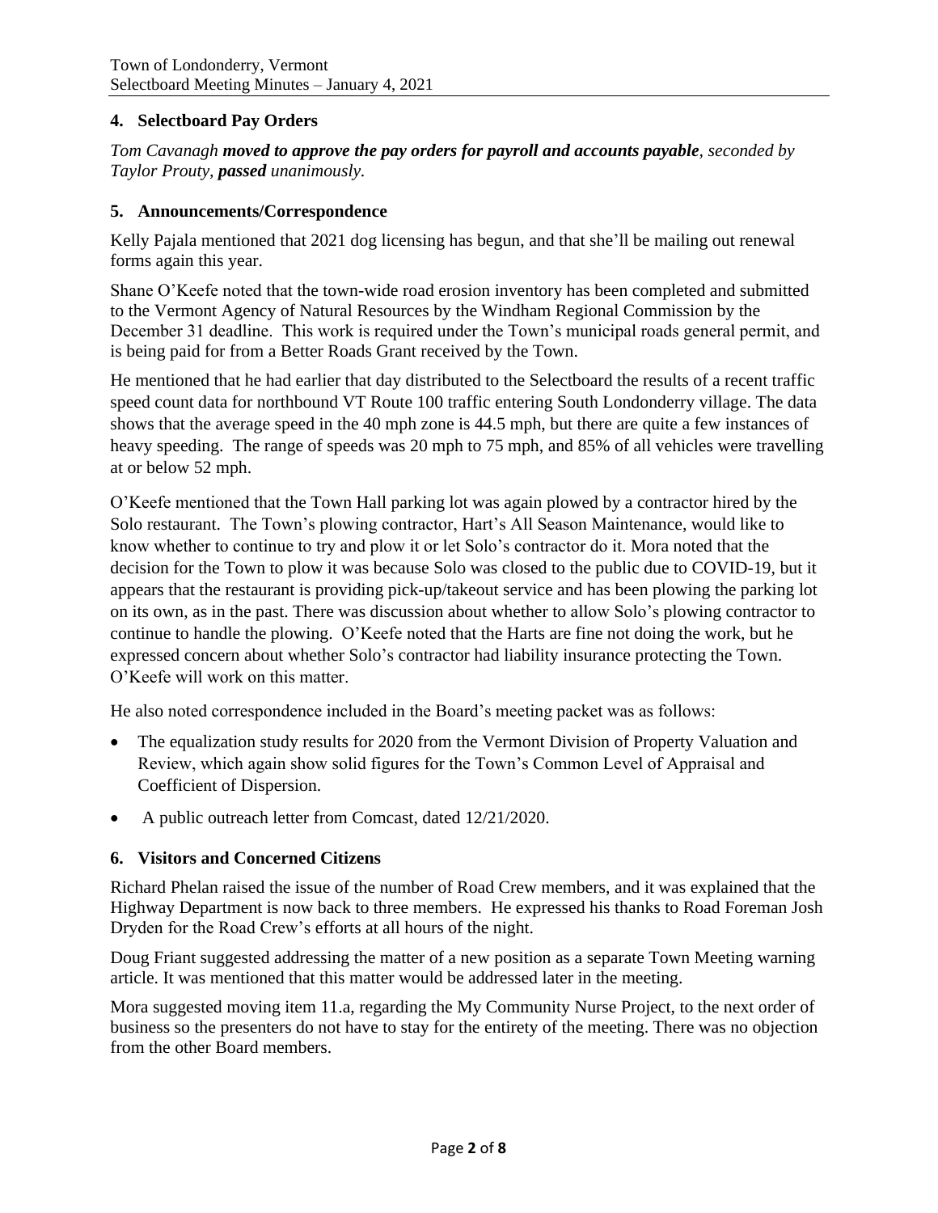## 4. Selectboard Pay Orders

*Tom Cavanagh **moved to approve the pay orders for payroll and accounts payable**, seconded by Taylor Prouty, **passed** unanimously.*

## 5. Announcements/Correspondence

Kelly Pajala mentioned that 2021 dog licensing has begun, and that she'll be mailing out renewal forms again this year.

Shane O'Keefe noted that the town-wide road erosion inventory has been completed and submitted to the Vermont Agency of Natural Resources by the Windham Regional Commission by the December 31 deadline. This work is required under the Town's municipal roads general permit, and is being paid for from a Better Roads Grant received by the Town.

He mentioned that he had earlier that day distributed to the Selectboard the results of a recent traffic speed count data for northbound VT Route 100 traffic entering South Londonderry village. The data shows that the average speed in the 40 mph zone is 44.5 mph, but there are quite a few instances of heavy speeding. The range of speeds was 20 mph to 75 mph, and 85% of all vehicles were travelling at or below 52 mph.

O'Keefe mentioned that the Town Hall parking lot was again plowed by a contractor hired by the Solo restaurant. The Town's plowing contractor, Hart's All Season Maintenance, would like to know whether to continue to try and plow it or let Solo's contractor do it. Mora noted that the decision for the Town to plow it was because Solo was closed to the public due to COVID-19, but it appears that the restaurant is providing pick-up/takeout service and has been plowing the parking lot on its own, as in the past. There was discussion about whether to allow Solo's plowing contractor to continue to handle the plowing. O'Keefe noted that the Harts are fine not doing the work, but he expressed concern about whether Solo's contractor had liability insurance protecting the Town. O'Keefe will work on this matter.

He also noted correspondence included in the Board's meeting packet was as follows:

- The equalization study results for 2020 from the Vermont Division of Property Valuation and Review, which again show solid figures for the Town's Common Level of Appraisal and Coefficient of Dispersion.
- A public outreach letter from Comcast, dated 12/21/2020.

## 6. Visitors and Concerned Citizens

Richard Phelan raised the issue of the number of Road Crew members, and it was explained that the Highway Department is now back to three members. He expressed his thanks to Road Foreman Josh Dryden for the Road Crew's efforts at all hours of the night.

Doug Friant suggested addressing the matter of a new position as a separate Town Meeting warning article. It was mentioned that this matter would be addressed later in the meeting.

Mora suggested moving item 11.a, regarding the My Community Nurse Project, to the next order of business so the presenters do not have to stay for the entirety of the meeting. There was no objection from the other Board members.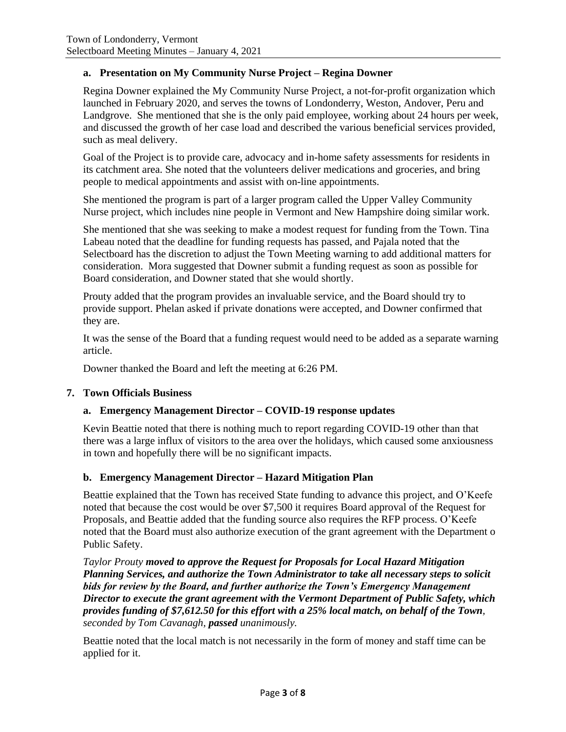### a. Presentation on My Community Nurse Project – Regina Downer

Regina Downer explained the My Community Nurse Project, a not-for-profit organization which launched in February 2020, and serves the towns of Londonderry, Weston, Andover, Peru and Landgrove. She mentioned that she is the only paid employee, working about 24 hours per week, and discussed the growth of her case load and described the various beneficial services provided, such as meal delivery.

Goal of the Project is to provide care, advocacy and in-home safety assessments for residents in its catchment area. She noted that the volunteers deliver medications and groceries, and bring people to medical appointments and assist with on-line appointments.

She mentioned the program is part of a larger program called the Upper Valley Community Nurse project, which includes nine people in Vermont and New Hampshire doing similar work.

She mentioned that she was seeking to make a modest request for funding from the Town. Tina Labeau noted that the deadline for funding requests has passed, and Pajala noted that the Selectboard has the discretion to adjust the Town Meeting warning to add additional matters for consideration. Mora suggested that Downer submit a funding request as soon as possible for Board consideration, and Downer stated that she would shortly.

Prouty added that the program provides an invaluable service, and the Board should try to provide support. Phelan asked if private donations were accepted, and Downer confirmed that they are.

It was the sense of the Board that a funding request would need to be added as a separate warning article.

Downer thanked the Board and left the meeting at 6:26 PM.

## 7. Town Officials Business

### a. Emergency Management Director – COVID-19 response updates

Kevin Beattie noted that there is nothing much to report regarding COVID-19 other than that there was a large influx of visitors to the area over the holidays, which caused some anxiousness in town and hopefully there will be no significant impacts.

### b. Emergency Management Director – Hazard Mitigation Plan

Beattie explained that the Town has received State funding to advance this project, and O'Keefe noted that because the cost would be over $7,500 it requires Board approval of the Request for Proposals, and Beattie added that the funding source also requires the RFP process. O'Keefe noted that the Board must also authorize execution of the grant agreement with the Department o Public Safety.

*Taylor Prouty **moved to approve the Request for Proposals for Local Hazard Mitigation Planning Services, and authorize the Town Administrator to take all necessary steps to solicit bids for review by the Board, and further authorize the Town's Emergency Management Director to execute the grant agreement with the Vermont Department of Public Safety, which provides funding of $7,612.50 for this effort with a 25% local match, on behalf of the Town**, seconded by Tom Cavanagh, **passed** unanimously.*

Beattie noted that the local match is not necessarily in the form of money and staff time can be applied for it.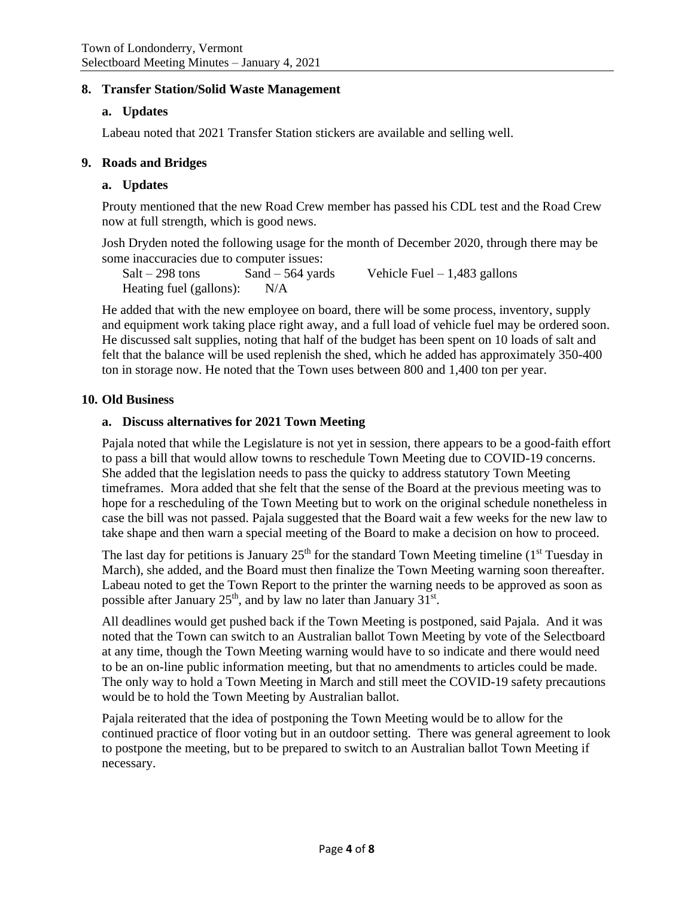## 8. Transfer Station/Solid Waste Management

### a. Updates

Labeau noted that 2021 Transfer Station stickers are available and selling well.

## 9. Roads and Bridges

### a. Updates

Prouty mentioned that the new Road Crew member has passed his CDL test and the Road Crew now at full strength, which is good news.

Josh Dryden noted the following usage for the month of December 2020, through there may be some inaccuracies due to computer issues:

Salt – 298 tons    Sand – 564 yards    Vehicle Fuel – 1,483 gallons
Heating fuel (gallons):    N/A

He added that with the new employee on board, there will be some process, inventory, supply and equipment work taking place right away, and a full load of vehicle fuel may be ordered soon. He discussed salt supplies, noting that half of the budget has been spent on 10 loads of salt and felt that the balance will be used replenish the shed, which he added has approximately 350-400 ton in storage now. He noted that the Town uses between 800 and 1,400 ton per year.

## 10. Old Business

### a. Discuss alternatives for 2021 Town Meeting

Pajala noted that while the Legislature is not yet in session, there appears to be a good-faith effort to pass a bill that would allow towns to reschedule Town Meeting due to COVID-19 concerns. She added that the legislation needs to pass the quicky to address statutory Town Meeting timeframes. Mora added that she felt that the sense of the Board at the previous meeting was to hope for a rescheduling of the Town Meeting but to work on the original schedule nonetheless in case the bill was not passed. Pajala suggested that the Board wait a few weeks for the new law to take shape and then warn a special meeting of the Board to make a decision on how to proceed.

The last day for petitions is January 25th for the standard Town Meeting timeline (1st Tuesday in March), she added, and the Board must then finalize the Town Meeting warning soon thereafter. Labeau noted to get the Town Report to the printer the warning needs to be approved as soon as possible after January 25th, and by law no later than January 31st.

All deadlines would get pushed back if the Town Meeting is postponed, said Pajala. And it was noted that the Town can switch to an Australian ballot Town Meeting by vote of the Selectboard at any time, though the Town Meeting warning would have to so indicate and there would need to be an on-line public information meeting, but that no amendments to articles could be made. The only way to hold a Town Meeting in March and still meet the COVID-19 safety precautions would be to hold the Town Meeting by Australian ballot.

Pajala reiterated that the idea of postponing the Town Meeting would be to allow for the continued practice of floor voting but in an outdoor setting. There was general agreement to look to postpone the meeting, but to be prepared to switch to an Australian ballot Town Meeting if necessary.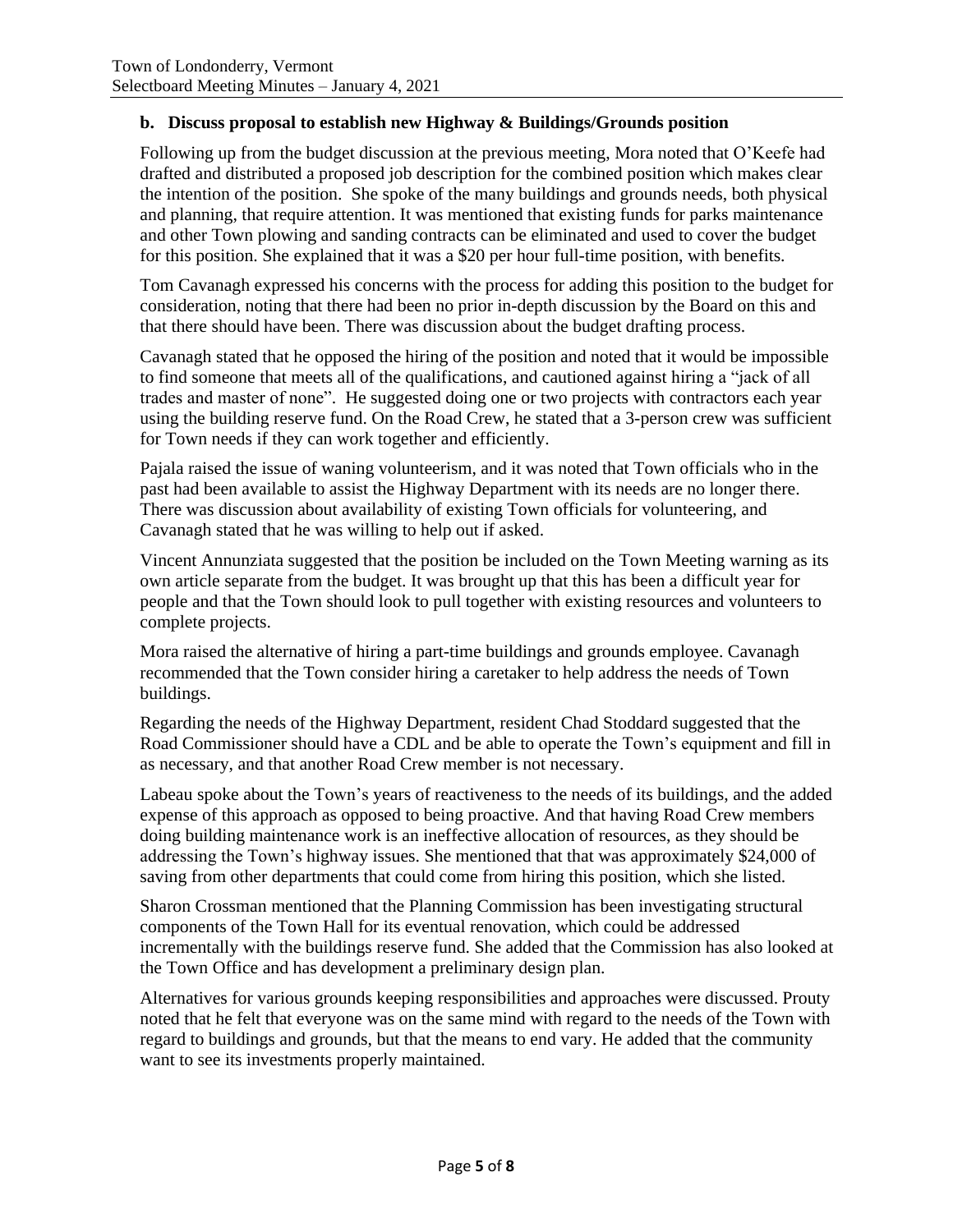**b. Discuss proposal to establish new Highway & Buildings/Grounds position**

Following up from the budget discussion at the previous meeting, Mora noted that O'Keefe had drafted and distributed a proposed job description for the combined position which makes clear the intention of the position. She spoke of the many buildings and grounds needs, both physical and planning, that require attention. It was mentioned that existing funds for parks maintenance and other Town plowing and sanding contracts can be eliminated and used to cover the budget for this position. She explained that it was a $20 per hour full-time position, with benefits.

Tom Cavanagh expressed his concerns with the process for adding this position to the budget for consideration, noting that there had been no prior in-depth discussion by the Board on this and that there should have been. There was discussion about the budget drafting process.

Cavanagh stated that he opposed the hiring of the position and noted that it would be impossible to find someone that meets all of the qualifications, and cautioned against hiring a "jack of all trades and master of none". He suggested doing one or two projects with contractors each year using the building reserve fund. On the Road Crew, he stated that a 3-person crew was sufficient for Town needs if they can work together and efficiently.

Pajala raised the issue of waning volunteerism, and it was noted that Town officials who in the past had been available to assist the Highway Department with its needs are no longer there. There was discussion about availability of existing Town officials for volunteering, and Cavanagh stated that he was willing to help out if asked.

Vincent Annunziata suggested that the position be included on the Town Meeting warning as its own article separate from the budget. It was brought up that this has been a difficult year for people and that the Town should look to pull together with existing resources and volunteers to complete projects.

Mora raised the alternative of hiring a part-time buildings and grounds employee. Cavanagh recommended that the Town consider hiring a caretaker to help address the needs of Town buildings.

Regarding the needs of the Highway Department, resident Chad Stoddard suggested that the Road Commissioner should have a CDL and be able to operate the Town's equipment and fill in as necessary, and that another Road Crew member is not necessary.

Labeau spoke about the Town's years of reactiveness to the needs of its buildings, and the added expense of this approach as opposed to being proactive. And that having Road Crew members doing building maintenance work is an ineffective allocation of resources, as they should be addressing the Town's highway issues. She mentioned that that was approximately $24,000 of saving from other departments that could come from hiring this position, which she listed.

Sharon Crossman mentioned that the Planning Commission has been investigating structural components of the Town Hall for its eventual renovation, which could be addressed incrementally with the buildings reserve fund. She added that the Commission has also looked at the Town Office and has development a preliminary design plan.

Alternatives for various grounds keeping responsibilities and approaches were discussed. Prouty noted that he felt that everyone was on the same mind with regard to the needs of the Town with regard to buildings and grounds, but that the means to end vary. He added that the community want to see its investments properly maintained.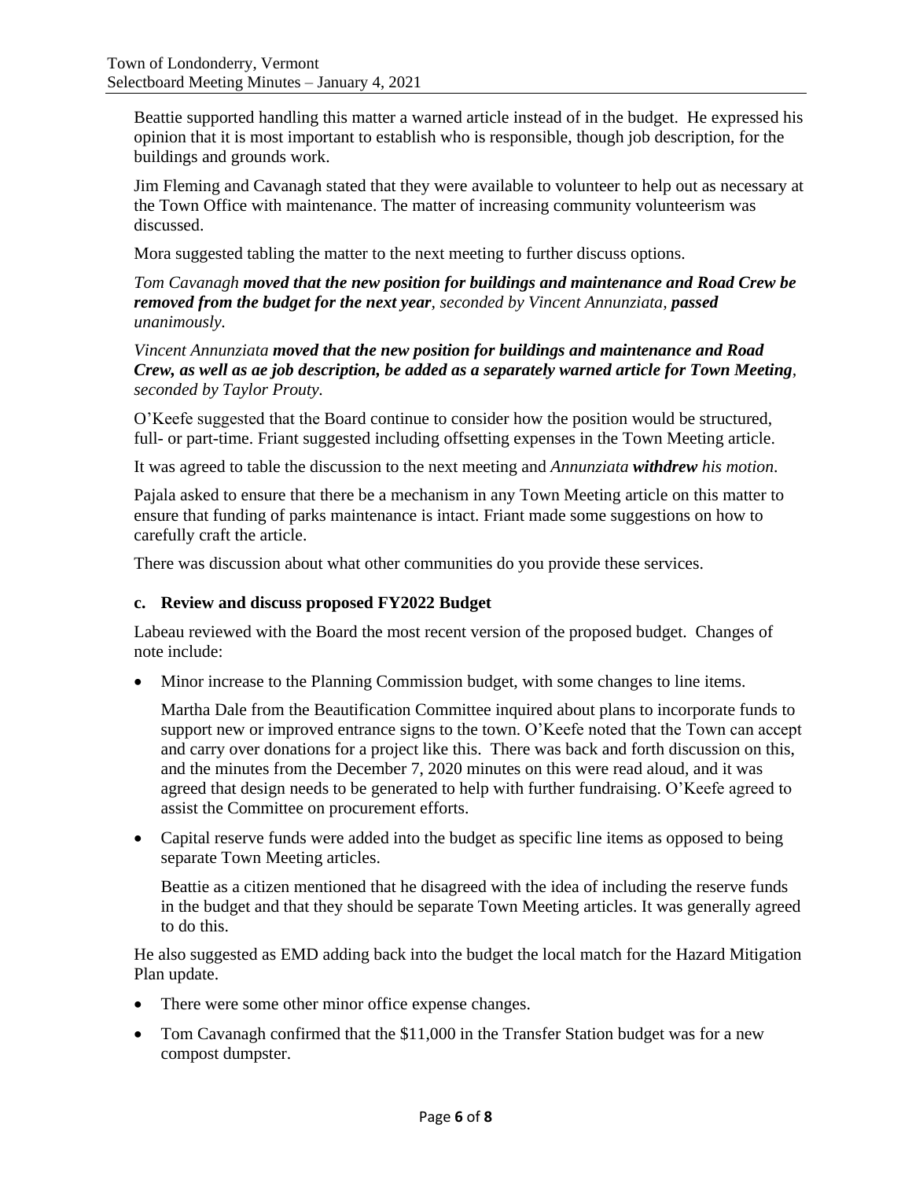Beattie supported handling this matter a warned article instead of in the budget. He expressed his opinion that it is most important to establish who is responsible, though job description, for the buildings and grounds work.

Jim Fleming and Cavanagh stated that they were available to volunteer to help out as necessary at the Town Office with maintenance. The matter of increasing community volunteerism was discussed.

Mora suggested tabling the matter to the next meeting to further discuss options.

*Tom Cavanagh **moved that the new position for buildings and maintenance and Road Crew be removed from the budget for the next year**, seconded by Vincent Annunziata, **passed** unanimously.*

*Vincent Annunziata **moved that the new position for buildings and maintenance and Road Crew, as well as ae job description, be added as a separately warned article for Town Meeting**, seconded by Taylor Prouty.*

O'Keefe suggested that the Board continue to consider how the position would be structured, full- or part-time. Friant suggested including offsetting expenses in the Town Meeting article.

It was agreed to table the discussion to the next meeting and *Annunziata **withdrew** his motion.*

Pajala asked to ensure that there be a mechanism in any Town Meeting article on this matter to ensure that funding of parks maintenance is intact. Friant made some suggestions on how to carefully craft the article.

There was discussion about what other communities do you provide these services.

**c. Review and discuss proposed FY2022 Budget**

Labeau reviewed with the Board the most recent version of the proposed budget. Changes of note include:

- Minor increase to the Planning Commission budget, with some changes to line items.

  Martha Dale from the Beautification Committee inquired about plans to incorporate funds to support new or improved entrance signs to the town. O'Keefe noted that the Town can accept and carry over donations for a project like this. There was back and forth discussion on this, and the minutes from the December 7, 2020 minutes on this were read aloud, and it was agreed that design needs to be generated to help with further fundraising. O'Keefe agreed to assist the Committee on procurement efforts.

- Capital reserve funds were added into the budget as specific line items as opposed to being separate Town Meeting articles.

  Beattie as a citizen mentioned that he disagreed with the idea of including the reserve funds in the budget and that they should be separate Town Meeting articles. It was generally agreed to do this.

He also suggested as EMD adding back into the budget the local match for the Hazard Mitigation Plan update.

- There were some other minor office expense changes.
- Tom Cavanagh confirmed that the $11,000 in the Transfer Station budget was for a new compost dumpster.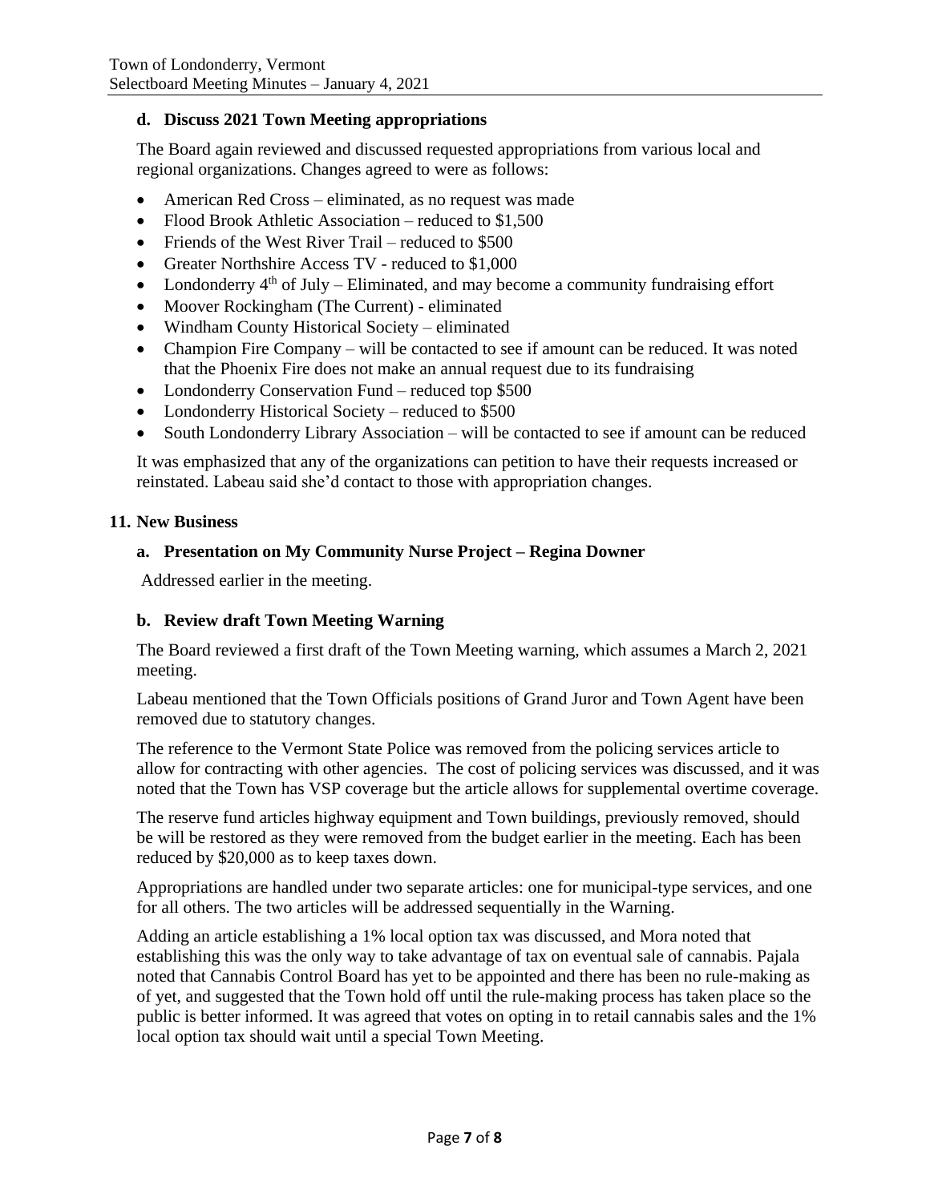### d. Discuss 2021 Town Meeting appropriations

The Board again reviewed and discussed requested appropriations from various local and regional organizations. Changes agreed to were as follows:

- American Red Cross – eliminated, as no request was made
- Flood Brook Athletic Association – reduced to $1,500
- Friends of the West River Trail – reduced to $500
- Greater Northshire Access TV - reduced to $1,000
- Londonderry 4th of July – Eliminated, and may become a community fundraising effort
- Moover Rockingham (The Current) - eliminated
- Windham County Historical Society – eliminated
- Champion Fire Company – will be contacted to see if amount can be reduced. It was noted that the Phoenix Fire does not make an annual request due to its fundraising
- Londonderry Conservation Fund – reduced top $500
- Londonderry Historical Society – reduced to $500
- South Londonderry Library Association – will be contacted to see if amount can be reduced

It was emphasized that any of the organizations can petition to have their requests increased or reinstated. Labeau said she'd contact to those with appropriation changes.

## 11. New Business

### a. Presentation on My Community Nurse Project – Regina Downer

Addressed earlier in the meeting.

### b. Review draft Town Meeting Warning

The Board reviewed a first draft of the Town Meeting warning, which assumes a March 2, 2021 meeting.

Labeau mentioned that the Town Officials positions of Grand Juror and Town Agent have been removed due to statutory changes.

The reference to the Vermont State Police was removed from the policing services article to allow for contracting with other agencies. The cost of policing services was discussed, and it was noted that the Town has VSP coverage but the article allows for supplemental overtime coverage.

The reserve fund articles highway equipment and Town buildings, previously removed, should be will be restored as they were removed from the budget earlier in the meeting. Each has been reduced by $20,000 as to keep taxes down.

Appropriations are handled under two separate articles: one for municipal-type services, and one for all others. The two articles will be addressed sequentially in the Warning.

Adding an article establishing a 1% local option tax was discussed, and Mora noted that establishing this was the only way to take advantage of tax on eventual sale of cannabis. Pajala noted that Cannabis Control Board has yet to be appointed and there has been no rule-making as of yet, and suggested that the Town hold off until the rule-making process has taken place so the public is better informed. It was agreed that votes on opting in to retail cannabis sales and the 1% local option tax should wait until a special Town Meeting.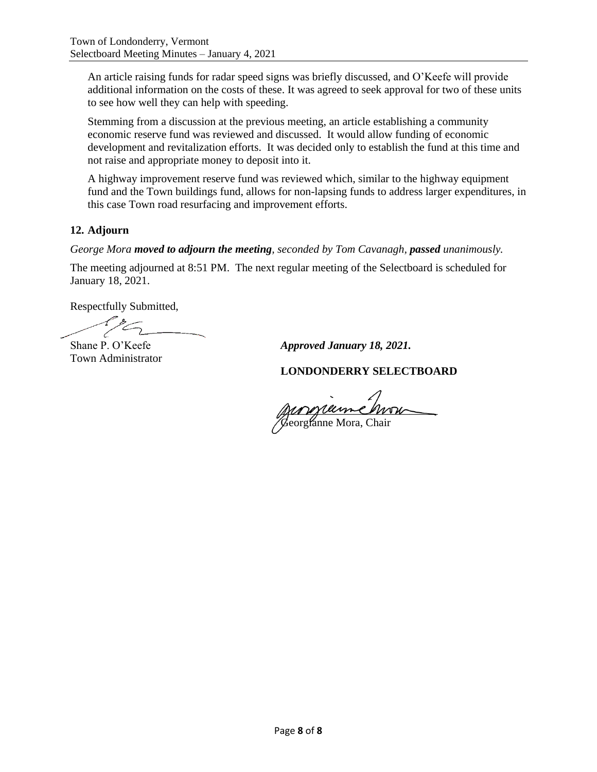An article raising funds for radar speed signs was briefly discussed, and O'Keefe will provide additional information on the costs of these. It was agreed to seek approval for two of these units to see how well they can help with speeding.

Stemming from a discussion at the previous meeting, an article establishing a community economic reserve fund was reviewed and discussed. It would allow funding of economic development and revitalization efforts. It was decided only to establish the fund at this time and not raise and appropriate money to deposit into it.

A highway improvement reserve fund was reviewed which, similar to the highway equipment fund and the Town buildings fund, allows for non-lapsing funds to address larger expenditures, in this case Town road resurfacing and improvement efforts.

## 12. Adjourn

*George Mora **moved to adjourn the meeting**, seconded by Tom Cavanagh, **passed** unanimously.*

The meeting adjourned at 8:51 PM. The next regular meeting of the Selectboard is scheduled for January 18, 2021.

Respectfully Submitted,

Shane P. O'Keefe
Town Administrator

***Approved January 18, 2021.***

**LONDONDERRY SELECTBOARD**

Georgianne Mora, Chair